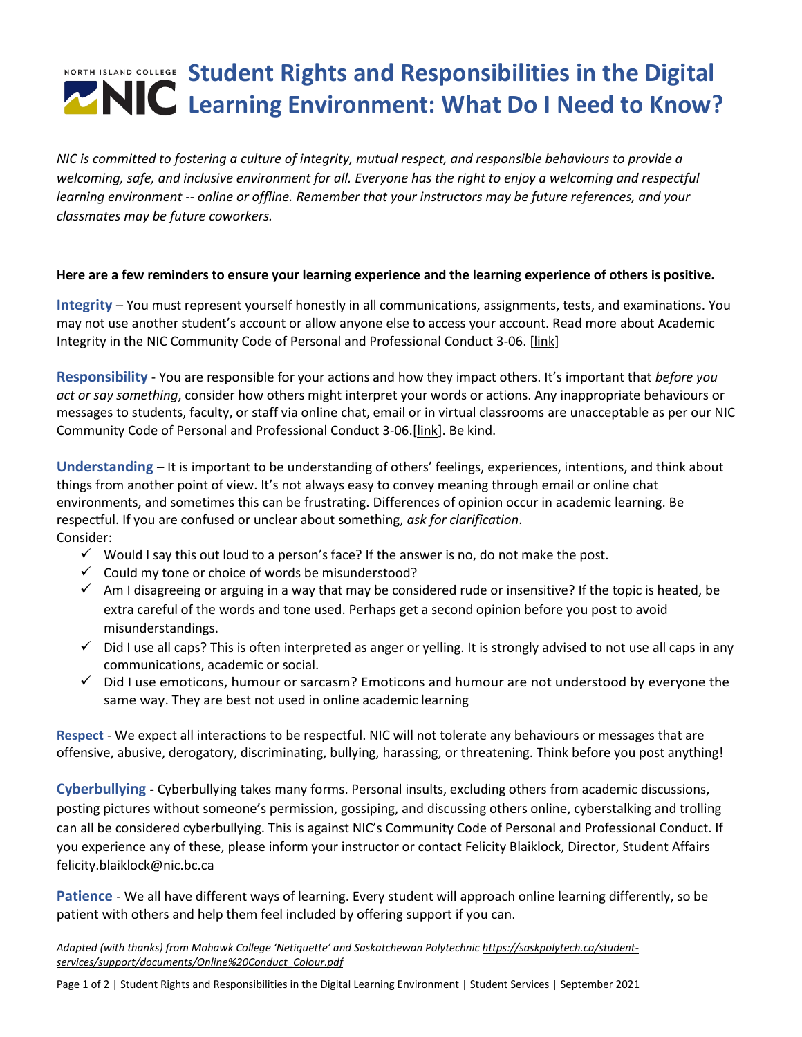# Student Rights and Responsibilities in the Digital Learning Environment: What Do I Need to Know?

*NIC is committed to fostering a culture of integrity, mutual respect, and responsible behaviours to provide a welcoming, safe, and inclusive environment for all. Everyone has the right to enjoy a welcoming and respectful learning environment -- online or offline. Remember that your instructors may be future references, and your classmates may be future coworkers.*

**Here are a few reminders to ensure your learning experience and the learning experience of others is positive.**

**Integrity** – You must represent yourself honestly in all communications, assignments, tests, and examinations. You may not use another student's account or allow anyone else to access your account. Read more about Academic Integrity in the NIC Community Code of Personal and Professional Conduct 3-06. [link]

**Responsibility** - You are responsible for your actions and how they impact others. It's important that *before you act or say something*, consider how others might interpret your words or actions. Any inappropriate behaviours or messages to students, faculty, or staff via online chat, email or in virtual classrooms are unacceptable as per our NIC Community Code of Personal and Professional Conduct 3-06.[link]. Be kind.

**Understanding** – It is important to be understanding of others' feelings, experiences, intentions, and think about things from another point of view. It's not always easy to convey meaning through email or online chat environments, and sometimes this can be frustrating. Differences of opinion occur in academic learning. Be respectful. If you are confused or unclear about something, *ask for clarification*.
Consider:

- ✓ Would I say this out loud to a person's face? If the answer is no, do not make the post.
- ✓ Could my tone or choice of words be misunderstood?
- ✓ Am I disagreeing or arguing in a way that may be considered rude or insensitive? If the topic is heated, be extra careful of the words and tone used. Perhaps get a second opinion before you post to avoid misunderstandings.
- ✓ Did I use all caps? This is often interpreted as anger or yelling. It is strongly advised to not use all caps in any communications, academic or social.
- ✓ Did I use emoticons, humour or sarcasm? Emoticons and humour are not understood by everyone the same way. They are best not used in online academic learning

**Respect** - We expect all interactions to be respectful. NIC will not tolerate any behaviours or messages that are offensive, abusive, derogatory, discriminating, bullying, harassing, or threatening. Think before you post anything!

**Cyberbullying -** Cyberbullying takes many forms. Personal insults, excluding others from academic discussions, posting pictures without someone's permission, gossiping, and discussing others online, cyberstalking and trolling can all be considered cyberbullying. This is against NIC's Community Code of Personal and Professional Conduct. If you experience any of these, please inform your instructor or contact Felicity Blaiklock, Director, Student Affairs felicity.blaiklock@nic.bc.ca

**Patience** - We all have different ways of learning. Every student will approach online learning differently, so be patient with others and help them feel included by offering support if you can.

*Adapted (with thanks) from Mohawk College 'Netiquette' and Saskatchewan Polytechnic https://saskpolytech.ca/student-services/support/documents/Online%20Conduct_Colour.pdf*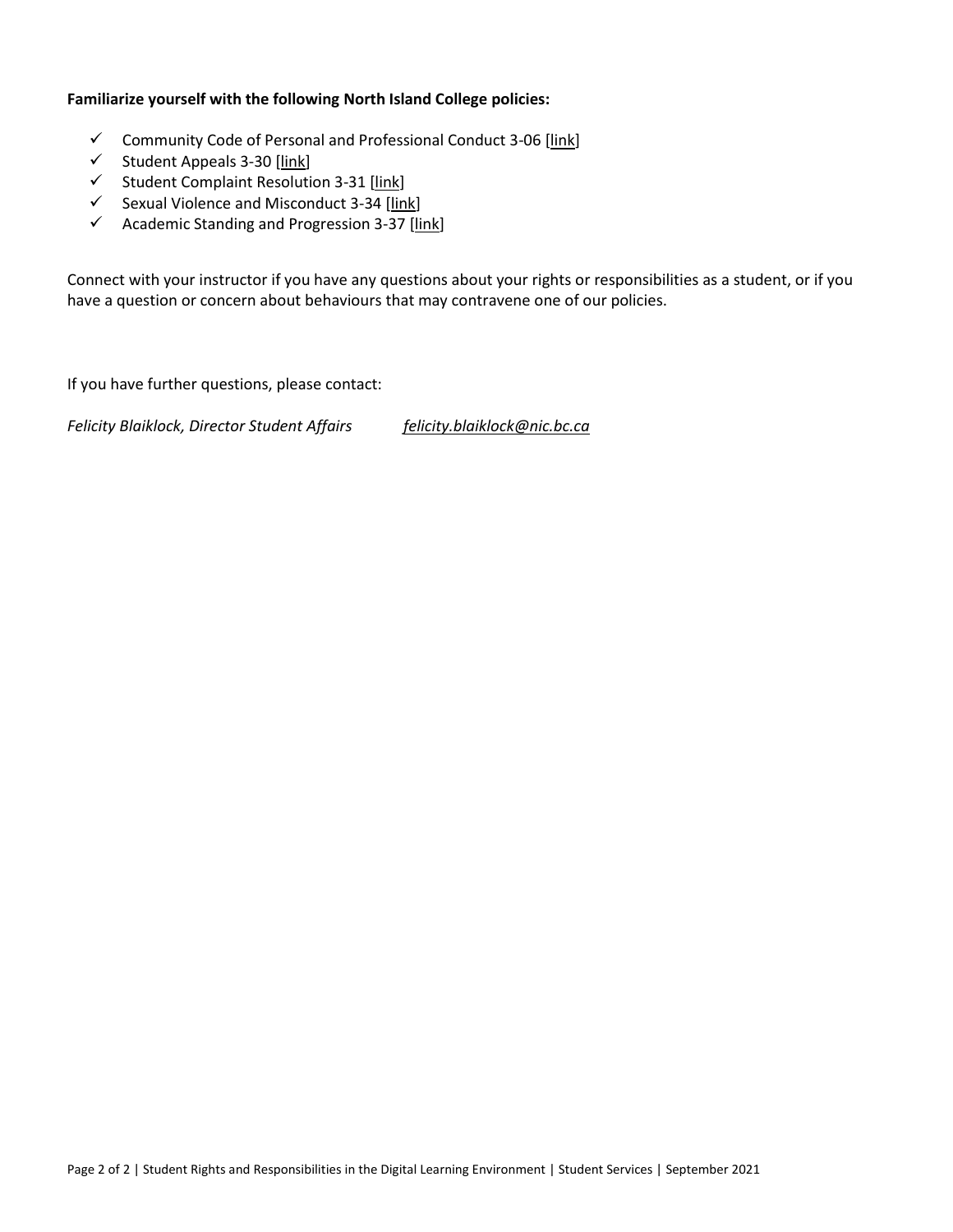**Familiarize yourself with the following North Island College policies:**

- ✓ Community Code of Personal and Professional Conduct 3-06 [link]
- ✓ Student Appeals 3-30 [link]
- ✓ Student Complaint Resolution 3-31 [link]
- ✓ Sexual Violence and Misconduct 3-34 [link]
- ✓ Academic Standing and Progression 3-37 [link]

Connect with your instructor if you have any questions about your rights or responsibilities as a student, or if you have a question or concern about behaviours that may contravene one of our policies.

If you have further questions, please contact:

*Felicity Blaiklock, Director Student Affairs* *felicity.blaiklock@nic.bc.ca*